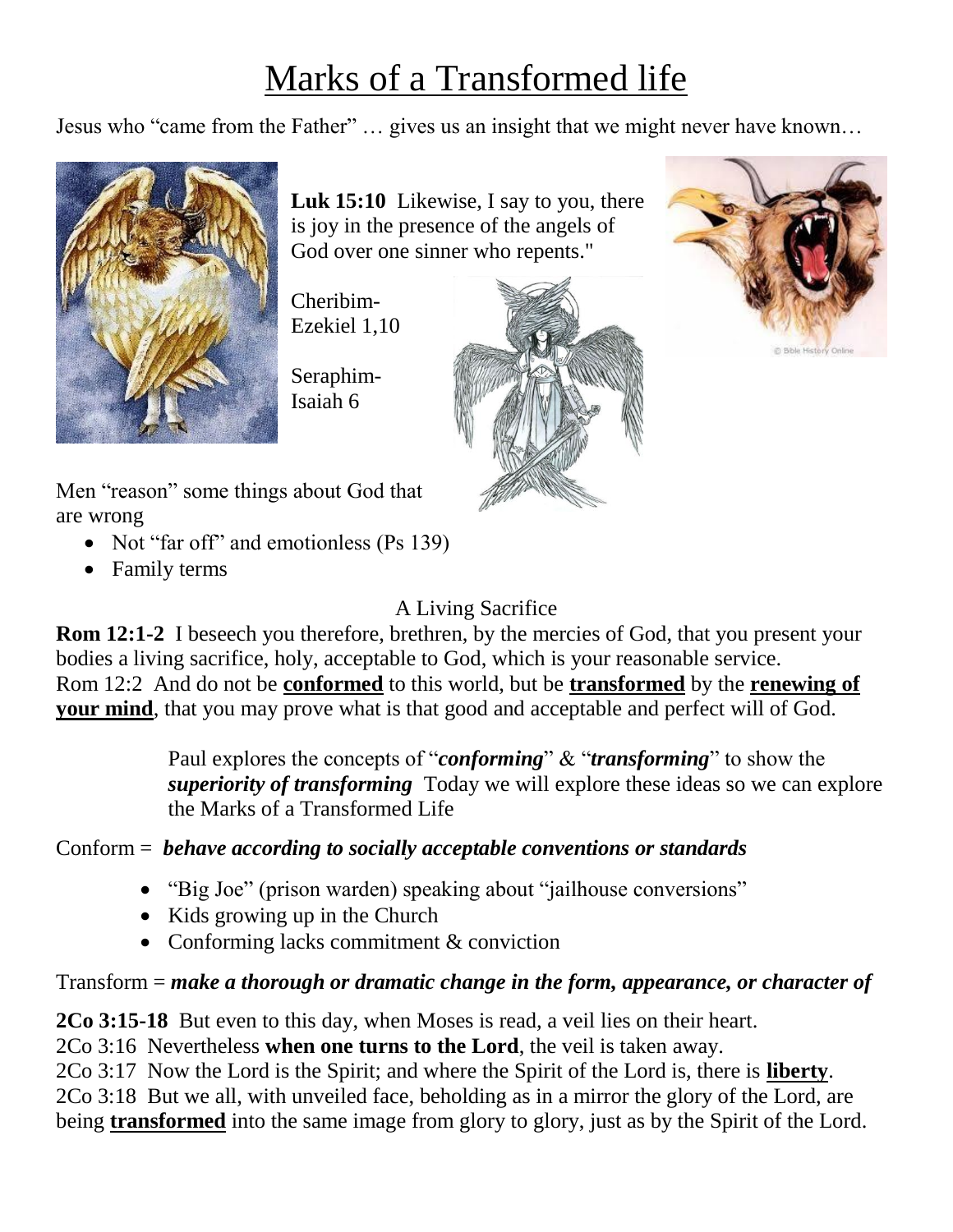# Marks of a Transformed life

Jesus who "came from the Father" … gives us an insight that we might never have known…

**Luk 15:10** Likewise, I say to you, there is joy in the presence of the angels of God over one sinner who repents."

Cheribim- Ezekiel 1,10

Seraphim- Isaiah 6

Men "reason" some things about God that are wrong

- Not "far off" and emotionless (Ps 139)
- Family terms

A Living Sacrifice

**Rom 12:1-2** I beseech you therefore, brethren, by the mercies of God, that you present your bodies a living sacrifice, holy, acceptable to God, which is your reasonable service.
Rom 12:2 And do not be **<u>conformed</u>** to this world, but be **<u>transformed</u>** by the **<u>renewing of your mind</u>**, that you may prove what is that good and acceptable and perfect will of God.

> Paul explores the concepts of "***conforming***" & "***transforming***" to show the ***superiority of transforming*** Today we will explore these ideas so we can explore the Marks of a Transformed Life

Conform = ***behave according to socially acceptable conventions or standards***

- "Big Joe" (prison warden) speaking about "jailhouse conversions"
- Kids growing up in the Church
- Conforming lacks commitment & conviction

Transform = ***make a thorough or dramatic change in the form, appearance, or character of***

**2Co 3:15-18** But even to this day, when Moses is read, a veil lies on their heart.
2Co 3:16 Nevertheless **when one turns to the Lord**, the veil is taken away.
2Co 3:17 Now the Lord is the Spirit; and where the Spirit of the Lord is, there is **<u>liberty</u>**.
2Co 3:18 But we all, with unveiled face, beholding as in a mirror the glory of the Lord, are being **<u>transformed</u>** into the same image from glory to glory, just as by the Spirit of the Lord.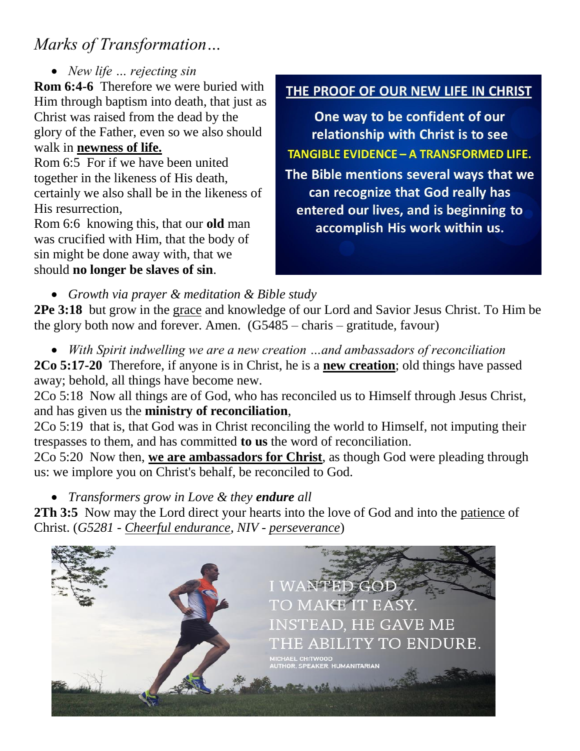## *Marks of Transformation…*

- *New life … rejecting sin*

**Rom 6:4-6** Therefore we were buried with Him through baptism into death, that just as Christ was raised from the dead by the glory of the Father, even so we also should walk in **newness of life.**

Rom 6:5 For if we have been united together in the likeness of His death, certainly we also shall be in the likeness of His resurrection,

Rom 6:6 knowing this, that our **old** man was crucified with Him, that the body of sin might be done away with, that we should **no longer be slaves of sin**.

**THE PROOF OF OUR NEW LIFE IN CHRIST**

One way to be confident of our relationship with Christ is to see **TANGIBLE EVIDENCE – A TRANSFORMED LIFE.** The Bible mentions several ways that we can recognize that God really has entered our lives, and is beginning to accomplish His work within us.

- *Growth via prayer & meditation & Bible study*

**2Pe 3:18** but grow in the grace and knowledge of our Lord and Savior Jesus Christ. To Him be the glory both now and forever. Amen. (G5485 – charis – gratitude, favour)

- *With Spirit indwelling we are a new creation …and ambassadors of reconciliation*

**2Co 5:17-20** Therefore, if anyone is in Christ, he is a **new creation**; old things have passed away; behold, all things have become new.

2Co 5:18 Now all things are of God, who has reconciled us to Himself through Jesus Christ, and has given us the **ministry of reconciliation**,

2Co 5:19 that is, that God was in Christ reconciling the world to Himself, not imputing their trespasses to them, and has committed **to us** the word of reconciliation.

2Co 5:20 Now then, **we are ambassadors for Christ**, as though God were pleading through us: we implore you on Christ's behalf, be reconciled to God.

- *Transformers grow in Love & they **endure** all*

**2Th 3:5** Now may the Lord direct your hearts into the love of God and into the patience of Christ. (*G5281 - Cheerful endurance, NIV - perseverance*)

I WANTED GOD TO MAKE IT EASY. INSTEAD, HE GAVE ME THE ABILITY TO ENDURE.

MICHAEL CHITWOOD
AUTHOR, SPEAKER, HUMANITARIAN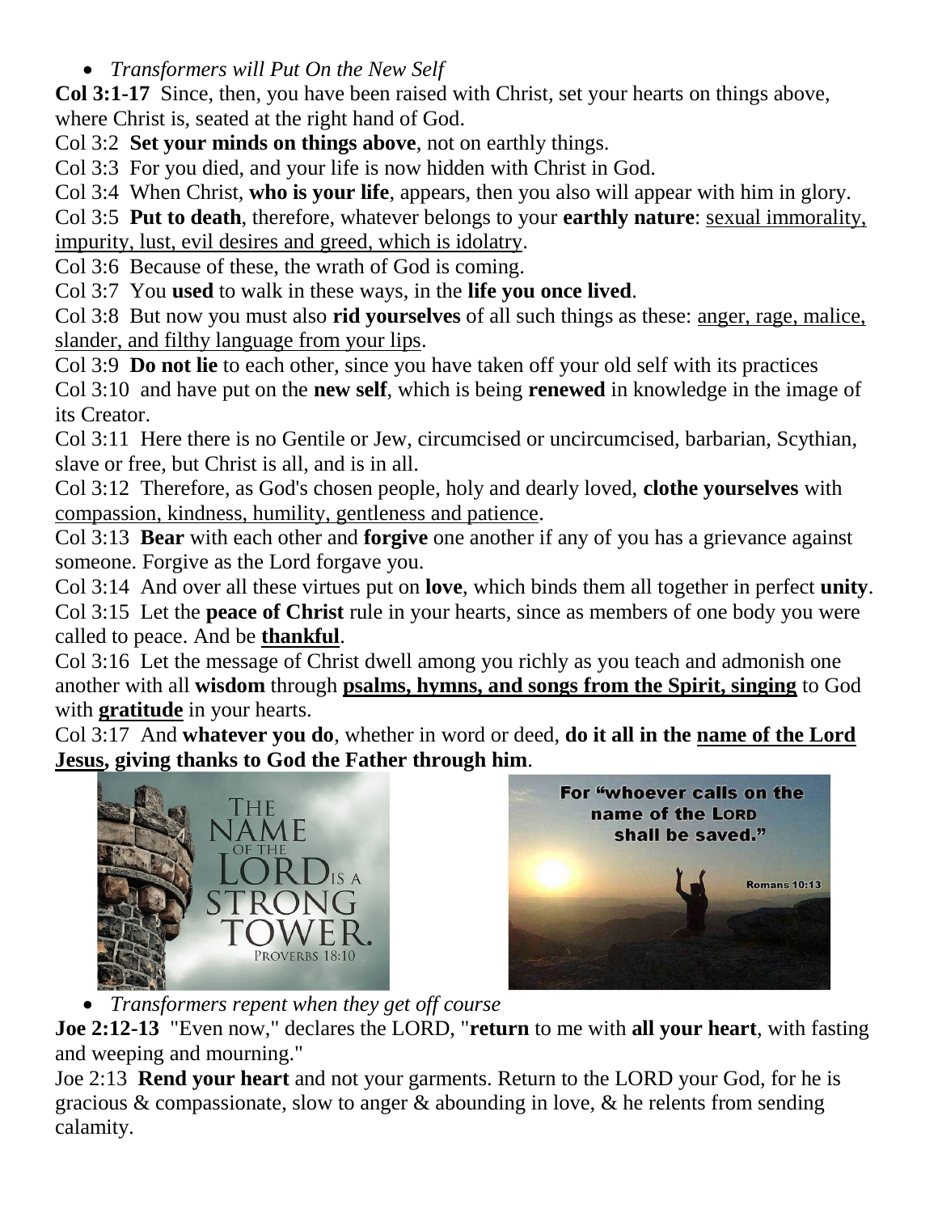- *Transformers will Put On the New Self*

**Col 3:1-17** Since, then, you have been raised with Christ, set your hearts on things above, where Christ is, seated at the right hand of God.

Col 3:2 **Set your minds on things above**, not on earthly things.

Col 3:3 For you died, and your life is now hidden with Christ in God.

Col 3:4 When Christ, **who is your life**, appears, then you also will appear with him in glory.

Col 3:5 **Put to death**, therefore, whatever belongs to your **earthly nature**: sexual immorality, impurity, lust, evil desires and greed, which is idolatry.

Col 3:6 Because of these, the wrath of God is coming.

Col 3:7 You **used** to walk in these ways, in the **life you once lived**.

Col 3:8 But now you must also **rid yourselves** of all such things as these: anger, rage, malice, slander, and filthy language from your lips.

Col 3:9 **Do not lie** to each other, since you have taken off your old self with its practices

Col 3:10 and have put on the **new self**, which is being **renewed** in knowledge in the image of its Creator.

Col 3:11 Here there is no Gentile or Jew, circumcised or uncircumcised, barbarian, Scythian, slave or free, but Christ is all, and is in all.

Col 3:12 Therefore, as God's chosen people, holy and dearly loved, **clothe yourselves** with compassion, kindness, humility, gentleness and patience.

Col 3:13 **Bear** with each other and **forgive** one another if any of you has a grievance against someone. Forgive as the Lord forgave you.

Col 3:14 And over all these virtues put on **love**, which binds them all together in perfect **unity**.

Col 3:15 Let the **peace of Christ** rule in your hearts, since as members of one body you were called to peace. And be **thankful**.

Col 3:16 Let the message of Christ dwell among you richly as you teach and admonish one another with all **wisdom** through **psalms, hymns, and songs from the Spirit, singing** to God with **gratitude** in your hearts.

Col 3:17 And **whatever you do**, whether in word or deed, **do it all in the name of the Lord Jesus, giving thanks to God the Father through him**.

- *Transformers repent when they get off course*

**Joe 2:12-13** "Even now," declares the LORD, "**return** to me with **all your heart**, with fasting and weeping and mourning."

Joe 2:13 **Rend your heart** and not your garments. Return to the LORD your God, for he is gracious & compassionate, slow to anger & abounding in love, & he relents from sending calamity.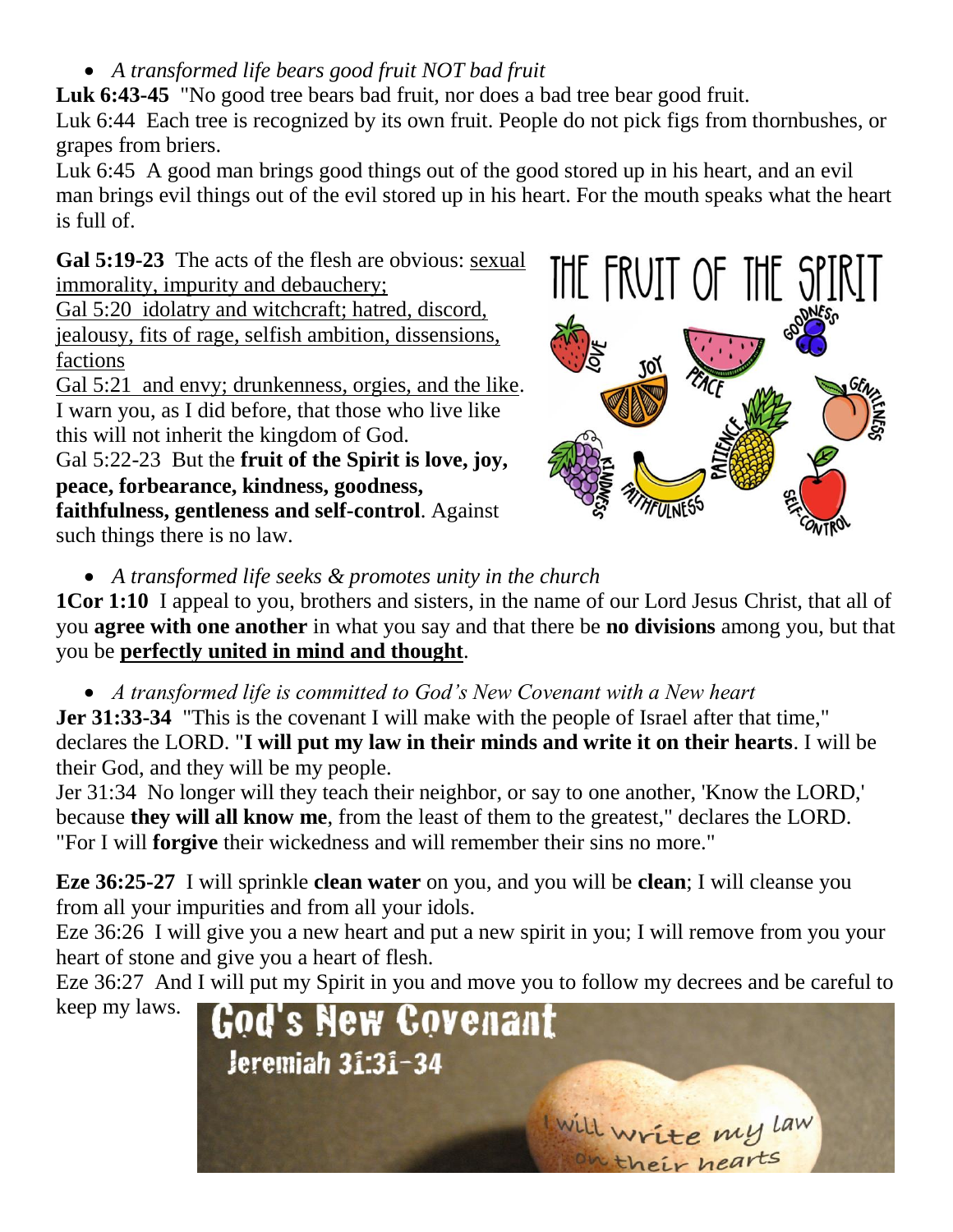- *A transformed life bears good fruit NOT bad fruit*

**Luk 6:43-45** "No good tree bears bad fruit, nor does a bad tree bear good fruit.
Luk 6:44 Each tree is recognized by its own fruit. People do not pick figs from thornbushes, or grapes from briers.
Luk 6:45 A good man brings good things out of the good stored up in his heart, and an evil man brings evil things out of the evil stored up in his heart. For the mouth speaks what the heart is full of.

**Gal 5:19-23** The acts of the flesh are obvious: <u>sexual immorality, impurity and debauchery;</u>
<u>Gal 5:20 idolatry and witchcraft; hatred, discord, jealousy, fits of rage, selfish ambition, dissensions, factions</u>
<u>Gal 5:21 and envy; drunkenness, orgies, and the like</u>. I warn you, as I did before, that those who live like this will not inherit the kingdom of God.
Gal 5:22-23 But the **fruit of the Spirit is love, joy, peace, forbearance, kindness, goodness, faithfulness, gentleness and self-control**. Against such things there is no law.

- *A transformed life seeks & promotes unity in the church*

**1Cor 1:10** I appeal to you, brothers and sisters, in the name of our Lord Jesus Christ, that all of you **agree with one another** in what you say and that there be **no divisions** among you, but that you be **<u>perfectly united in mind and thought</u>**.

- *A transformed life is committed to God's New Covenant with a New heart*

**Jer 31:33-34** "This is the covenant I will make with the people of Israel after that time," declares the LORD. "**I will put my law in their minds and write it on their hearts**. I will be their God, and they will be my people.
Jer 31:34 No longer will they teach their neighbor, or say to one another, 'Know the LORD,' because **they will all know me**, from the least of them to the greatest," declares the LORD. "For I will **forgive** their wickedness and will remember their sins no more."

**Eze 36:25-27** I will sprinkle **clean water** on you, and you will be **clean**; I will cleanse you from all your impurities and from all your idols.
Eze 36:26 I will give you a new heart and put a new spirit in you; I will remove from you your heart of stone and give you a heart of flesh.
Eze 36:27 And I will put my Spirit in you and move you to follow my decrees and be careful to keep my laws.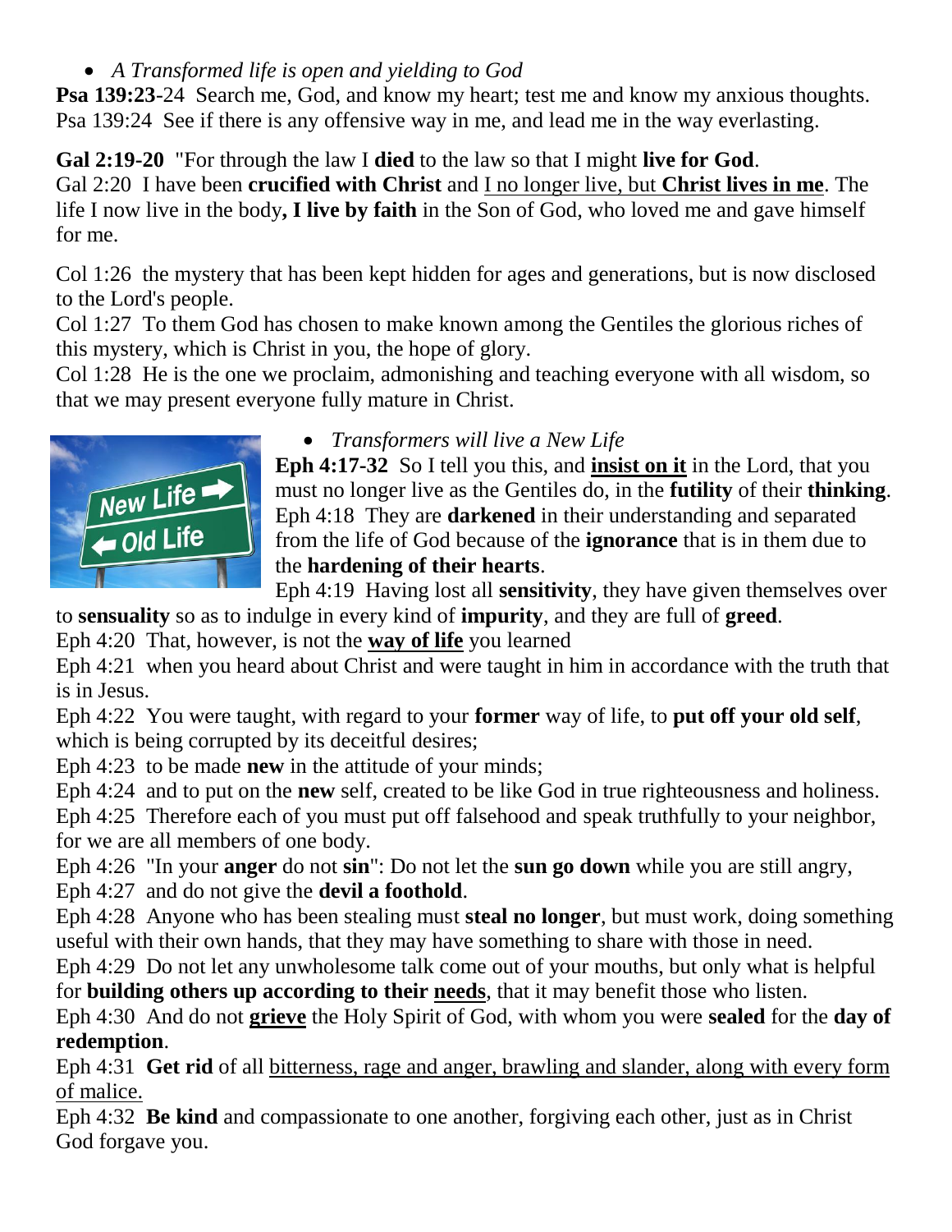- *A Transformed life is open and yielding to God*

**Psa 139:23**-24 Search me, God, and know my heart; test me and know my anxious thoughts.
Psa 139:24 See if there is any offensive way in me, and lead me in the way everlasting.

**Gal 2:19-20** "For through the law I **died** to the law so that I might **live for God**.
Gal 2:20 I have been **crucified with Christ** and <u>I no longer live, but **Christ lives in me**</u>. The life I now live in the body**, I live by faith** in the Son of God, who loved me and gave himself for me.

Col 1:26 the mystery that has been kept hidden for ages and generations, but is now disclosed to the Lord's people.
Col 1:27 To them God has chosen to make known among the Gentiles the glorious riches of this mystery, which is Christ in you, the hope of glory.
Col 1:28 He is the one we proclaim, admonishing and teaching everyone with all wisdom, so that we may present everyone fully mature in Christ.

- *Transformers will live a New Life*

**Eph 4:17-32** So I tell you this, and **<u>insist on it</u>** in the Lord, that you must no longer live as the Gentiles do, in the **futility** of their **thinking**.
Eph 4:18 They are **darkened** in their understanding and separated from the life of God because of the **ignorance** that is in them due to the **hardening of their hearts**.
Eph 4:19 Having lost all **sensitivity**, they have given themselves over to **sensuality** so as to indulge in every kind of **impurity**, and they are full of **greed**.
Eph 4:20 That, however, is not the **<u>way of life</u>** you learned
Eph 4:21 when you heard about Christ and were taught in him in accordance with the truth that is in Jesus.
Eph 4:22 You were taught, with regard to your **former** way of life, to **put off your old self**, which is being corrupted by its deceitful desires;
Eph 4:23 to be made **new** in the attitude of your minds;
Eph 4:24 and to put on the **new** self, created to be like God in true righteousness and holiness.
Eph 4:25 Therefore each of you must put off falsehood and speak truthfully to your neighbor, for we are all members of one body.
Eph 4:26 "In your **anger** do not **sin**": Do not let the **sun go down** while you are still angry,
Eph 4:27 and do not give the **devil a foothold**.
Eph 4:28 Anyone who has been stealing must **steal no longer**, but must work, doing something useful with their own hands, that they may have something to share with those in need.
Eph 4:29 Do not let any unwholesome talk come out of your mouths, but only what is helpful for **building others up according to their <u>needs</u>**, that it may benefit those who listen.
Eph 4:30 And do not **<u>grieve</u>** the Holy Spirit of God, with whom you were **sealed** for the **day of redemption**.
Eph 4:31 **Get rid** of all <u>bitterness, rage and anger, brawling and slander, along with every form of malice.</u>
Eph 4:32 **Be kind** and compassionate to one another, forgiving each other, just as in Christ God forgave you.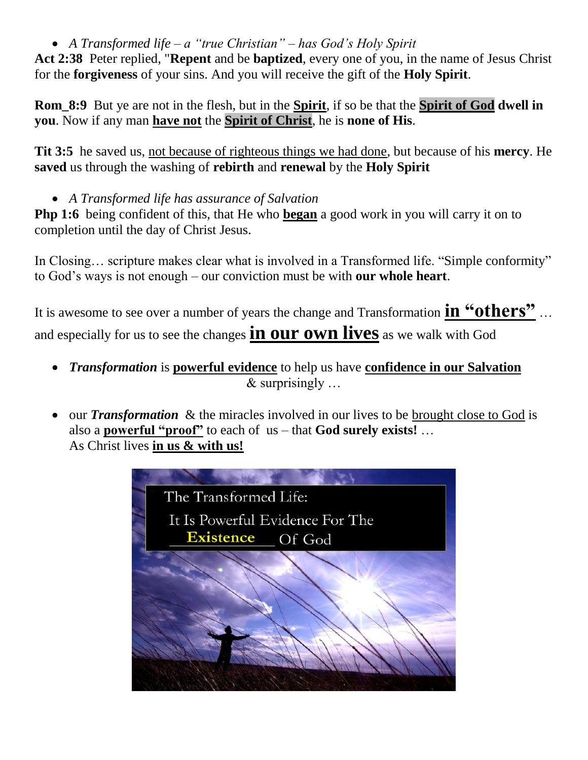- *A Transformed life – a "true Christian" – has God's Holy Spirit*

**Act 2:38** Peter replied, "**Repent** and be **baptized**, every one of you, in the name of Jesus Christ for the **forgiveness** of your sins. And you will receive the gift of the **Holy Spirit**.

**Rom_8:9** But ye are not in the flesh, but in the **Spirit**, if so be that the **Spirit of God dwell in you**. Now if any man **have not** the **Spirit of Christ**, he is **none of His**.

**Tit 3:5** he saved us, not because of righteous things we had done, but because of his **mercy**. He **saved** us through the washing of **rebirth** and **renewal** by the **Holy Spirit**

- *A Transformed life has assurance of Salvation*

**Php 1:6** being confident of this, that He who **began** a good work in you will carry it on to completion until the day of Christ Jesus.

In Closing… scripture makes clear what is involved in a Transformed life. "Simple conformity" to God's ways is not enough – our conviction must be with **our whole heart**.

It is awesome to see over a number of years the change and Transformation **in "others"** … and especially for us to see the changes **in our own lives** as we walk with God

- ***Transformation*** is **powerful evidence** to help us have **confidence in our Salvation** & surprisingly …

- our ***Transformation*** & the miracles involved in our lives to be brought close to God is also a **powerful "proof"** to each of us – that **God surely exists!** …
  As Christ lives **in us & with us!**

The Transformed Life:
It Is Powerful Evidence For The **Existence** Of God